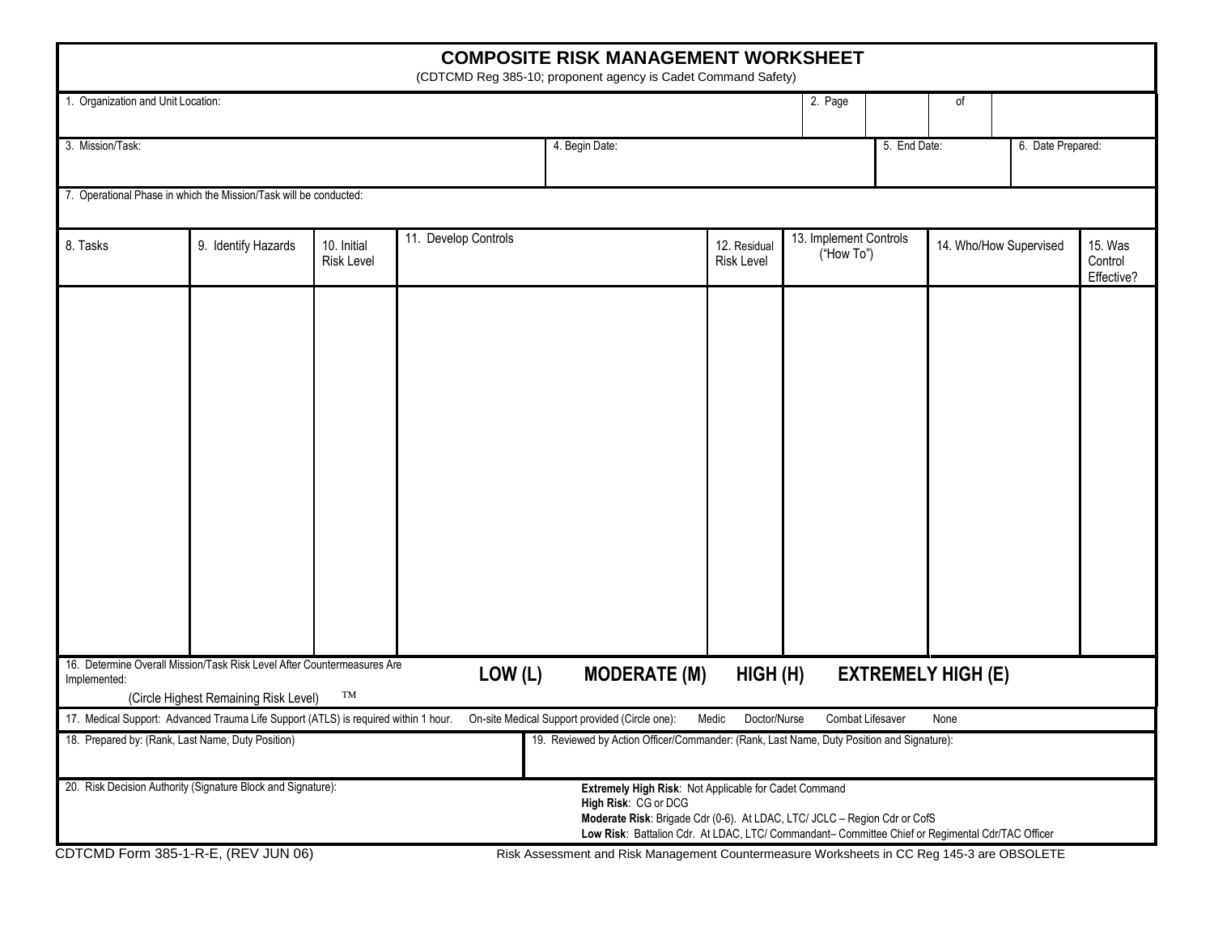# COMPOSITE RISK MANAGEMENT WORKSHEET

(CDTCMD Reg 385-10; proponent agency is Cadet Command Safety)

| 1. Organization and Unit Location: | 2. Page | | of | |
|---|---|---|---|---|

| 3. Mission/Task: | 4. Begin Date: | 5. End Date: | 6. Date Prepared: |
|---|---|---|---|

7. Operational Phase in which the Mission/Task will be conducted:

| 8. Tasks | 9. Identify Hazards | 10. Initial Risk Level | 11. Develop Controls | 12. Residual Risk Level | 13. Implement Controls ("How To") | 14. Who/How Supervised | 15. Was Control Effective? |
|---|---|---|---|---|---|---|---|
| | | | | | | | |

16. Determine Overall Mission/Task Risk Level After Countermeasures Are Implemented:
(Circle Highest Remaining Risk Level) ™

**LOW (L) MODERATE (M) HIGH (H) EXTREMELY HIGH (E)**

17. Medical Support: Advanced Trauma Life Support (ATLS) is required within 1 hour. On-site Medical Support provided (Circle one): Medic Doctor/Nurse Combat Lifesaver None

| 18. Prepared by: (Rank, Last Name, Duty Position) | 19. Reviewed by Action Officer/Commander: (Rank, Last Name, Duty Position and Signature): |
|---|---|

20. Risk Decision Authority (Signature Block and Signature):

**Extremely High Risk**: Not Applicable for Cadet Command
**High Risk**: CG or DCG
**Moderate Risk**: Brigade Cdr (0-6). At LDAC, LTC/ JCLC – Region Cdr or CofS
**Low Risk**: Battalion Cdr. At LDAC, LTC/ Commandant– Committee Chief or Regimental Cdr/TAC Officer

CDTCMD Form 385-1-R-E, (REV JUN 06) Risk Assessment and Risk Management Countermeasure Worksheets in CC Reg 145-3 are OBSOLETE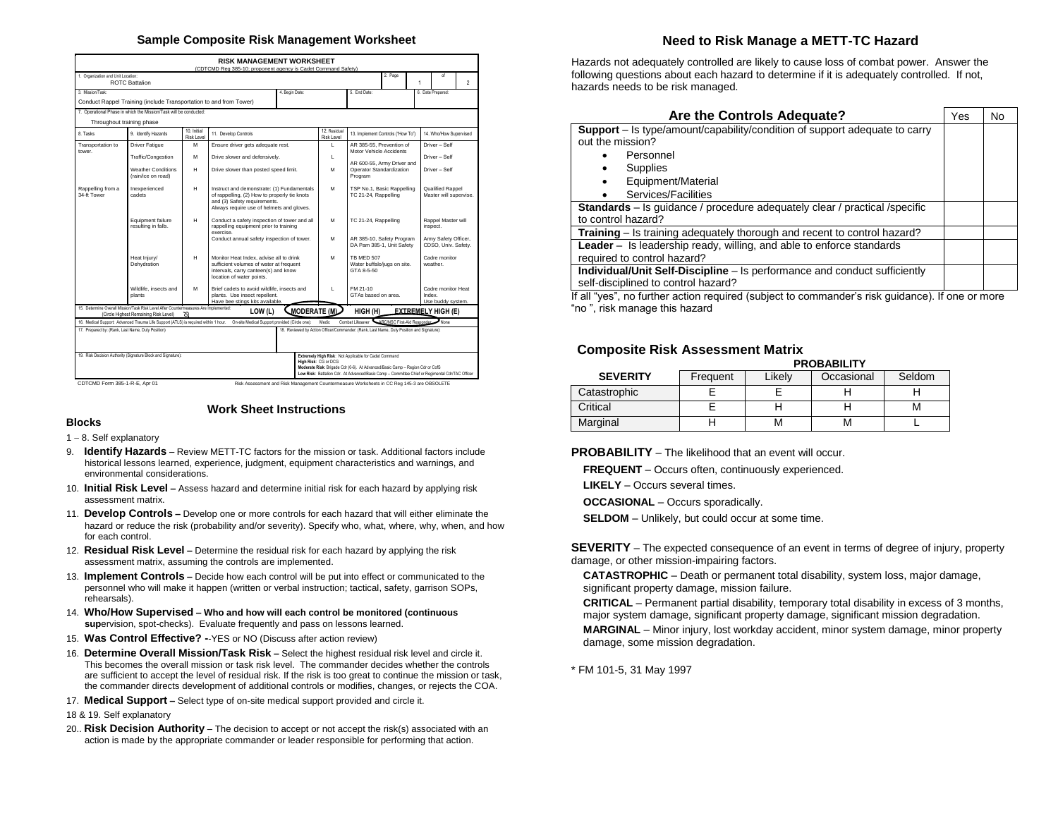## Sample Composite Risk Management Worksheet

**RISK MANAGEMENT WORKSHEET**
(CDTCMD Reg 385-10; proponent agency is Cadet Command Safety)

1. Organization and Unit Location: ROTC Battalion
2. Page 1 of 2
3. Mission/Task: Conduct Rappel Training (include Transportation to and from Tower)
4. Begin Date:
5. End Date:
6. Date Prepared:
7. Operational Phase in which the Mission/Task will be conducted: Throughout training phase

| 8. Tasks | 9. Identify Hazards | 10. Initial Risk Level | 11. Develop Controls | 12. Residual Risk Level | 13. Implement Controls ("How To") | 14. Who/How Supervised |
|---|---|---|---|---|---|---|
| Transportation to tower. | Driver Fatigue | M | Ensure driver gets adequate rest. | L | AR 385-55, Prevention of Motor Vehicle Accidents | Driver – Self |
| | Traffic/Congestion | M | Drive slower and defensively. | L | AR 600-55, Army Driver and Operator Standardization Program | Driver – Self |
| | Weather Conditions (rain/ice on road) | H | Drive slower than posted speed limit. | M | | Driver – Self |
| Rappelling from a 34-ft Tower | Inexperienced cadets | H | Instruct and demonstrate: (1) Fundamentals of rappelling, (2) How to properly tie knots and (3) Safety requirements. Always require use of helmets and gloves. | M | TSP No.1, Basic Rappelling TC 21-24, Rappelling | Qualified Rappel Master will supervise. |
| | Equipment failure resulting in falls. | H | Conduct a safety inspection of tower and all rappelling equipment prior to training exercise. | M | TC 21-24, Rappelling | Rappel Master will inspect. |
| | | | Conduct annual safety inspection of tower. | M | AR 385-10, Safety Program DA Pam 385-1, Unit Safety | Army Safety Officer, CDSO, Univ. Safety. |
| | Heat Injury/ Dehydration | H | Monitor Heat Index, advise all to drink sufficient volumes of water at frequent intervals, carry canteen(s) and know location of water points. | M | TB MED 507 Water buffalo/jugs on site. GTA 8-5-50 | Cadre monitor weather. |
| | Wildlife, insects and plants | M | Brief cadets to avoid wildlife, insects and plants. Use insect repellent. Have bee stings kits available. | L | FM 21-10 GTAs based on area. | Cadre monitor Heat Index. Use buddy system. |

15. Determine Overall Mission/Task Risk Level After Countermeasures Are Implemented: (Circle Highest Remaining Risk Level) — LOW (L) — **MODERATE (M)** (circled) — HIGH (H) — EXTREMELY HIGH (E)

16. Medical Support: Advanced Trauma Life Support (ATLS) is required within 1 hour. On-site Medical Support provided (Circle one): Medic — Combat Lifesaver — **ARC/NSC First-Aid Responder** (circled) — None

17. Prepared by: (Rank, Last Name, Duty Position)

18. Reviewed by Action Officer/Commander: (Rank, Last Name, Duty Position and Signature):

19. Risk Decision Authority (Signature Block and Signature):

**Extremely High Risk**: Not Applicable for Cadet Command
**High Risk**: CG or DCG
**Moderate Risk**: Brigade Cdr (0-6). At Advanced/Basic Camp – Region Cdr or CofS
**Low Risk**: Battalion Cdr. At Advanced/Basic Camp – Committee Chief or Regimental Cdr/TAC Officer

CDTCMD Form 385-1-R-E, Apr 01 — Risk Assessment and Risk Management Countermeasure Worksheets in CC Reg 145-3 are OBSOLETE

## Work Sheet Instructions

**Blocks**

1 – 8. Self explanatory

9. **Identify Hazards** – Review METT-TC factors for the mission or task. Additional factors include historical lessons learned, experience, judgment, equipment characteristics and warnings, and environmental considerations.
10. **Initial Risk Level –** Assess hazard and determine initial risk for each hazard by applying risk assessment matrix.
11. **Develop Controls –** Develop one or more controls for each hazard that will either eliminate the hazard or reduce the risk (probability and/or severity). Specify who, what, where, why, when, and how for each control.
12. **Residual Risk Level –** Determine the residual risk for each hazard by applying the risk assessment matrix, assuming the controls are implemented.
13. **Implement Controls –** Decide how each control will be put into effect or communicated to the personnel who will make it happen (written or verbal instruction; tactical, safety, garrison SOPs, rehearsals).
14. **Who/How Supervised – Who and how will each control be monitored (continuous sup**ervision, spot-checks). Evaluate frequently and pass on lessons learned.
15. **Was Control Effective? -**-YES or NO (Discuss after action review)
16. **Determine Overall Mission/Task Risk –** Select the highest residual risk level and circle it. This becomes the overall mission or task risk level. The commander decides whether the controls are sufficient to accept the level of residual risk. If the risk is too great to continue the mission or task, the commander directs development of additional controls or modifies, changes, or rejects the COA.
17. **Medical Support –** Select type of on-site medical support provided and circle it.

18 & 19. Self explanatory

20. **Risk Decision Authority** – The decision to accept or not accept the risk(s) associated with an action is made by the appropriate commander or leader responsible for performing that action.

## Need to Risk Manage a METT-TC Hazard

Hazards not adequately controlled are likely to cause loss of combat power. Answer the following questions about each hazard to determine if it is adequately controlled. If not, hazards needs to be risk managed.

| Are the Controls Adequate? | Yes | No |
|---|---|---|
| **Support** – Is type/amount/capability/condition of support adequate to carry out the mission? • Personnel • Supplies • Equipment/Material • Services/Facilities | | |
| **Standards** – Is guidance / procedure adequately clear / practical /specific to control hazard? | | |
| **Training** – Is training adequately thorough and recent to control hazard? | | |
| **Leader** – Is leadership ready, willing, and able to enforce standards required to control hazard? | | |
| **Individual/Unit Self-Discipline** – Is performance and conduct sufficiently self-disciplined to control hazard? | | |

If all "yes", no further action required (subject to commander's risk guidance). If one or more "no ", risk manage this hazard

## Composite Risk Assessment Matrix

| | PROBABILITY | | | |
|---|---|---|---|---|
| **SEVERITY** | Frequent | Likely | Occasional | Seldom |
| Catastrophic | E | E | H | H |
| Critical | E | H | H | M |
| Marginal | H | M | M | L |

**PROBABILITY** – The likelihood that an event will occur.

**FREQUENT** – Occurs often, continuously experienced.

**LIKELY** – Occurs several times.

**OCCASIONAL** – Occurs sporadically.

**SELDOM** – Unlikely, but could occur at some time.

**SEVERITY** – The expected consequence of an event in terms of degree of injury, property damage, or other mission-impairing factors.

**CATASTROPHIC** – Death or permanent total disability, system loss, major damage, significant property damage, mission failure.

**CRITICAL** – Permanent partial disability, temporary total disability in excess of 3 months, major system damage, significant property damage, significant mission degradation.

**MARGINAL** – Minor injury, lost workday accident, minor system damage, minor property damage, some mission degradation.

* FM 101-5, 31 May 1997